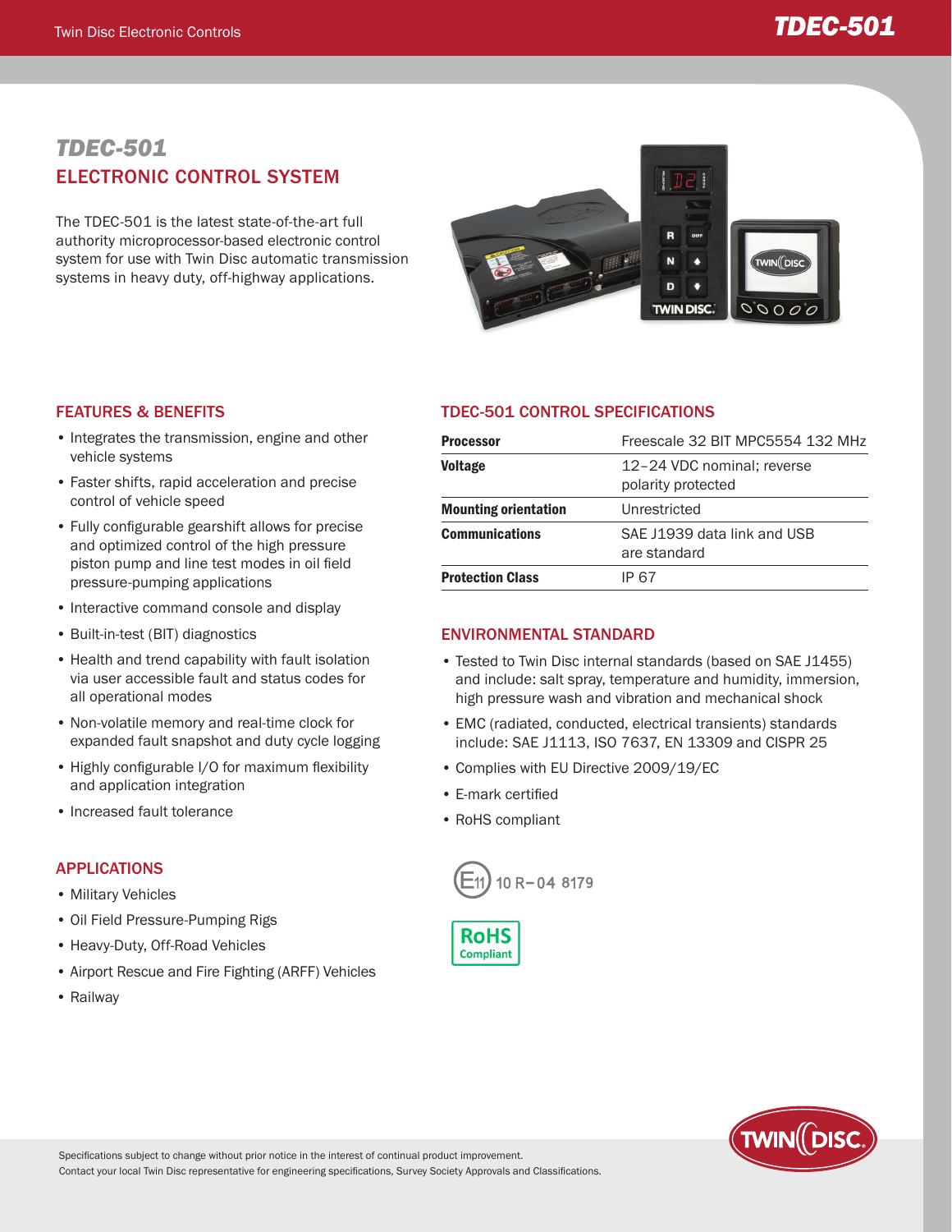# TDEC-501

## ELECTRONIC CONTROL SYSTEM

The TDEC-501 is the latest state-of-the-art full authority microprocessor-based electronic control system for use with Twin Disc automatic transmission systems in heavy duty, off-highway applications.

### FEATURES & BENEFITS

- Integrates the transmission, engine and other vehicle systems
- Faster shifts, rapid acceleration and precise control of vehicle speed
- Fully configurable gearshift allows for precise and optimized control of the high pressure piston pump and line test modes in oil field pressure-pumping applications
- Interactive command console and display
- Built-in-test (BIT) diagnostics
- Health and trend capability with fault isolation via user accessible fault and status codes for all operational modes
- Non-volatile memory and real-time clock for expanded fault snapshot and duty cycle logging
- Highly configurable I/O for maximum flexibility and application integration
- Increased fault tolerance

### APPLICATIONS

- Military Vehicles
- Oil Field Pressure-Pumping Rigs
- Heavy-Duty, Off-Road Vehicles
- Airport Rescue and Fire Fighting (ARFF) Vehicles
- Railway

### TDEC-501 CONTROL SPECIFICATIONS

| | |
|---|---|
| **Processor** | Freescale 32 BIT MPC5554 132 MHz |
| **Voltage** | 12–24 VDC nominal; reverse polarity protected |
| **Mounting orientation** | Unrestricted |
| **Communications** | SAE J1939 data link and USB are standard |
| **Protection Class** | IP 67 |

### ENVIRONMENTAL STANDARD

- Tested to Twin Disc internal standards (based on SAE J1455) and include: salt spray, temperature and humidity, immersion, high pressure wash and vibration and mechanical shock
- EMC (radiated, conducted, electrical transients) standards include: SAE J1113, ISO 7637, EN 13309 and CISPR 25
- Complies with EU Directive 2009/19/EC
- E-mark certified
- RoHS compliant

E11 10 R–04 8179

RoHS Compliant

Specifications subject to change without prior notice in the interest of continual product improvement.
Contact your local Twin Disc representative for engineering specifications, Survey Society Approvals and Classifications.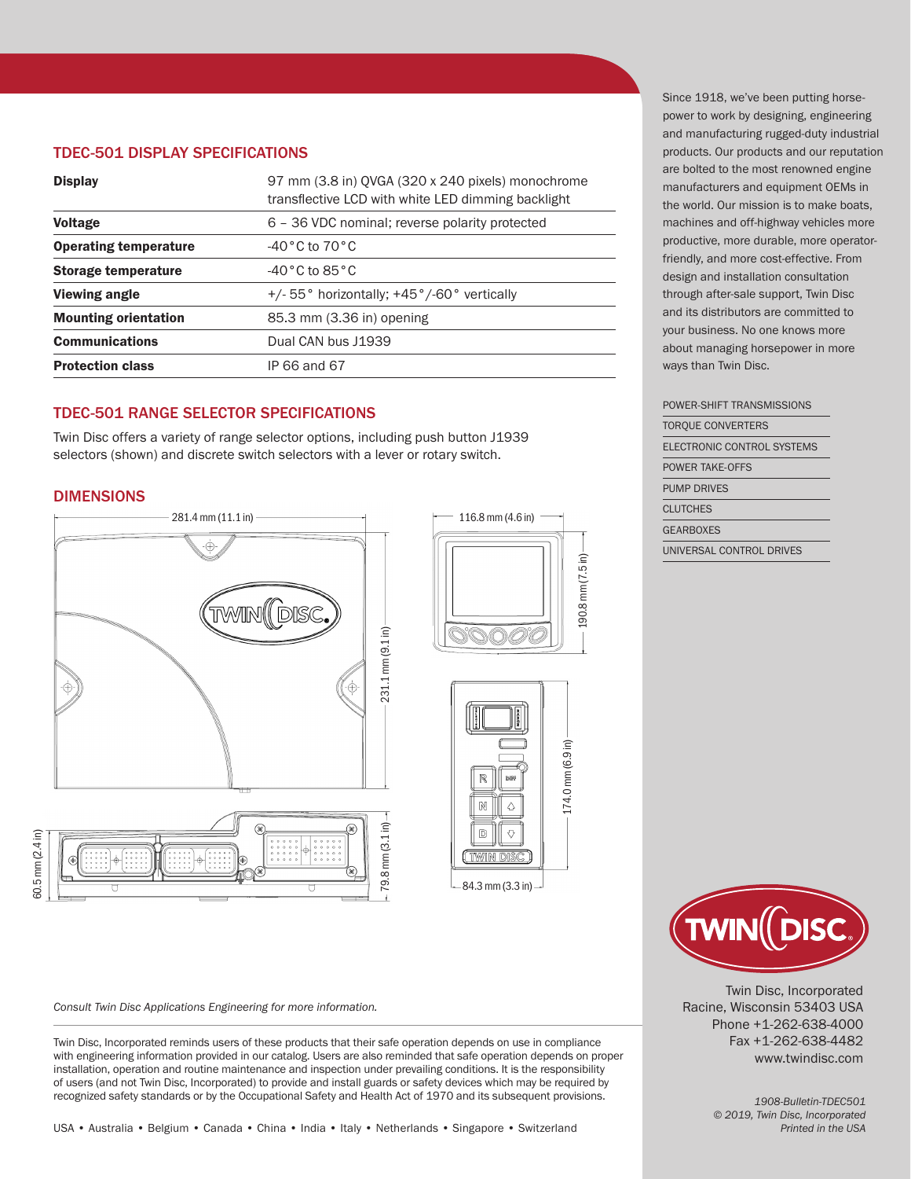## TDEC-501 DISPLAY SPECIFICATIONS

| | |
|---|---|
| **Display** | 97 mm (3.8 in) QVGA (320 x 240 pixels) monochrome transflective LCD with white LED dimming backlight |
| **Voltage** | 6 – 36 VDC nominal; reverse polarity protected |
| **Operating temperature** | -40°C to 70°C |
| **Storage temperature** | -40°C to 85°C |
| **Viewing angle** | +/- 55° horizontally; +45°/-60° vertically |
| **Mounting orientation** | 85.3 mm (3.36 in) opening |
| **Communications** | Dual CAN bus J1939 |
| **Protection class** | IP 66 and 67 |

## TDEC-501 RANGE SELECTOR SPECIFICATIONS

Twin Disc offers a variety of range selector options, including push button J1939 selectors (shown) and discrete switch selectors with a lever or rotary switch.

## DIMENSIONS

281.4 mm (11.1 in)

231.1 mm (9.1 in)

60.5 mm (2.4 in)

79.8 mm (3.1 in)

116.8 mm (4.6 in)

190.8 mm (7.5 in)

174.0 mm (6.9 in)

84.3 mm (3.3 in)

*Consult Twin Disc Applications Engineering for more information.*

Twin Disc, Incorporated reminds users of these products that their safe operation depends on use in compliance with engineering information provided in our catalog. Users are also reminded that safe operation depends on proper installation, operation and routine maintenance and inspection under prevailing conditions. It is the responsibility of users (and not Twin Disc, Incorporated) to provide and install guards or safety devices which may be required by recognized safety standards or by the Occupational Safety and Health Act of 1970 and its subsequent provisions.

USA • Australia • Belgium • Canada • China • India • Italy • Netherlands • Singapore • Switzerland

Since 1918, we've been putting horsepower to work by designing, engineering and manufacturing rugged-duty industrial products. Our products and our reputation are bolted to the most renowned engine manufacturers and equipment OEMs in the world. Our mission is to make boats, machines and off-highway vehicles more productive, more durable, more operator-friendly, and more cost-effective. From design and installation consultation through after-sale support, Twin Disc and its distributors are committed to your business. No one knows more about managing horsepower in more ways than Twin Disc.

- POWER-SHIFT TRANSMISSIONS
- TORQUE CONVERTERS
- ELECTRONIC CONTROL SYSTEMS
- POWER TAKE-OFFS
- PUMP DRIVES
- CLUTCHES
- GEARBOXES
- UNIVERSAL CONTROL DRIVES

Twin Disc, Incorporated
Racine, Wisconsin 53403 USA
Phone +1-262-638-4000
Fax +1-262-638-4482
www.twindisc.com

*1908-Bulletin-TDEC501*
*© 2019, Twin Disc, Incorporated*
*Printed in the USA*